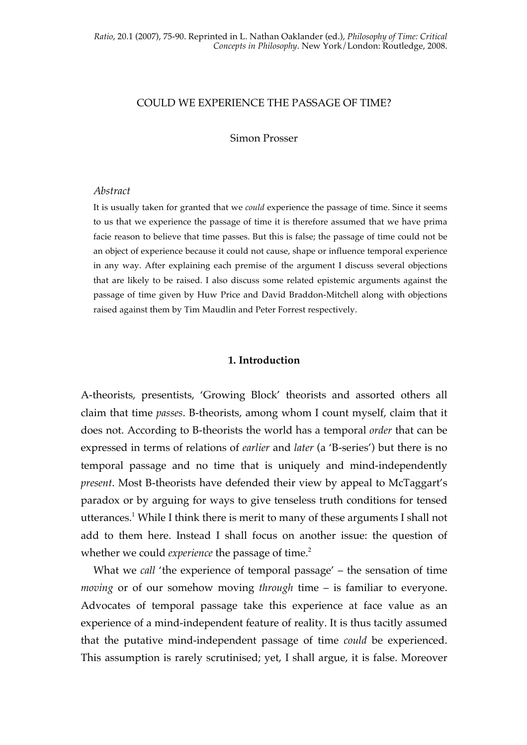*Ratio*, 20.1 (2007), 75-90. Reprinted in L. Nathan Oaklander (ed.), *Philosophy of Time: Critical Concepts in Philosophy*. New York/London: Routledge, 2008.

# COULD WE EXPERIENCE THE PASSAGE OF TIME?

Simon Prosser

*Abstract*

It is usually taken for granted that we *could* experience the passage of time. Since it seems to us that we experience the passage of time it is therefore assumed that we have prima facie reason to believe that time passes. But this is false; the passage of time could not be an object of experience because it could not cause, shape or influence temporal experience in any way. After explaining each premise of the argument I discuss several objections that are likely to be raised. I also discuss some related epistemic arguments against the passage of time given by Huw Price and David Braddon-Mitchell along with objections raised against them by Tim Maudlin and Peter Forrest respectively.

## 1. Introduction

A-theorists, presentists, 'Growing Block' theorists and assorted others all claim that time *passes*. B-theorists, among whom I count myself, claim that it does not. According to B-theorists the world has a temporal *order* that can be expressed in terms of relations of *earlier* and *later* (a 'B-series') but there is no temporal passage and no time that is uniquely and mind-independently *present*. Most B-theorists have defended their view by appeal to McTaggart's paradox or by arguing for ways to give tenseless truth conditions for tensed utterances.[1] While I think there is merit to many of these arguments I shall not add to them here. Instead I shall focus on another issue: the question of whether we could *experience* the passage of time.[2]

What we *call* 'the experience of temporal passage' – the sensation of time *moving* or of our somehow moving *through* time – is familiar to everyone. Advocates of temporal passage take this experience at face value as an experience of a mind-independent feature of reality. It is thus tacitly assumed that the putative mind-independent passage of time *could* be experienced. This assumption is rarely scrutinised; yet, I shall argue, it is false. Moreover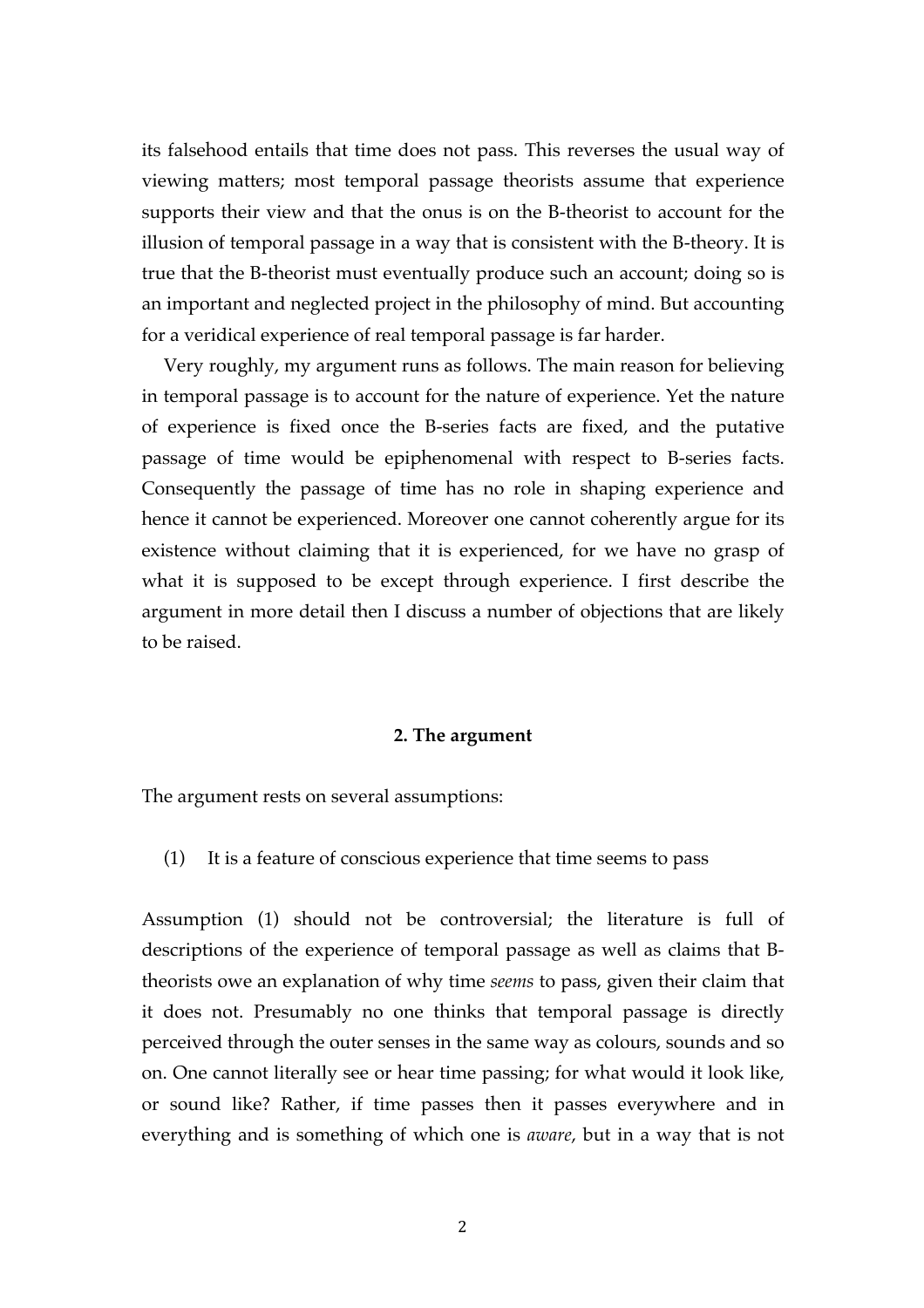its falsehood entails that time does not pass. This reverses the usual way of viewing matters; most temporal passage theorists assume that experience supports their view and that the onus is on the B-theorist to account for the illusion of temporal passage in a way that is consistent with the B-theory. It is true that the B-theorist must eventually produce such an account; doing so is an important and neglected project in the philosophy of mind. But accounting for a veridical experience of real temporal passage is far harder.

Very roughly, my argument runs as follows. The main reason for believing in temporal passage is to account for the nature of experience. Yet the nature of experience is fixed once the B-series facts are fixed, and the putative passage of time would be epiphenomenal with respect to B-series facts. Consequently the passage of time has no role in shaping experience and hence it cannot be experienced. Moreover one cannot coherently argue for its existence without claiming that it is experienced, for we have no grasp of what it is supposed to be except through experience. I first describe the argument in more detail then I discuss a number of objections that are likely to be raised.

## 2. The argument

The argument rests on several assumptions:

(1) It is a feature of conscious experience that time seems to pass

Assumption (1) should not be controversial; the literature is full of descriptions of the experience of temporal passage as well as claims that B-theorists owe an explanation of why time *seems* to pass, given their claim that it does not. Presumably no one thinks that temporal passage is directly perceived through the outer senses in the same way as colours, sounds and so on. One cannot literally see or hear time passing; for what would it look like, or sound like? Rather, if time passes then it passes everywhere and in everything and is something of which one is *aware*, but in a way that is not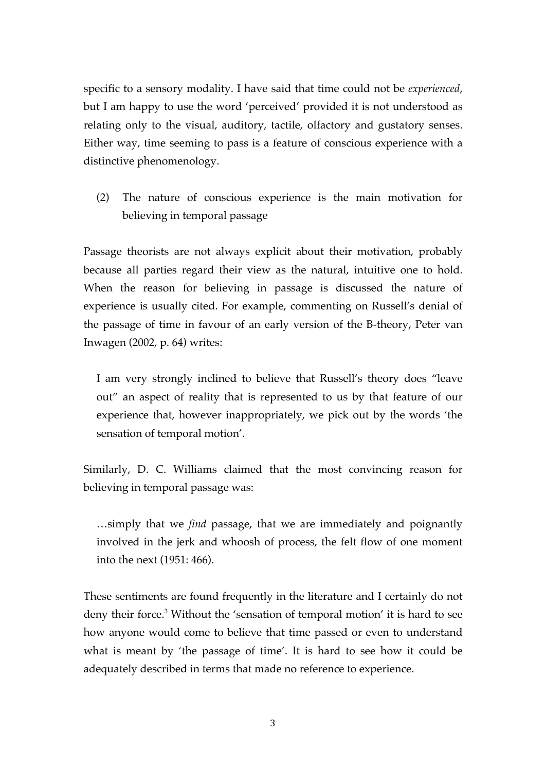specific to a sensory modality. I have said that time could not be *experienced*, but I am happy to use the word 'perceived' provided it is not understood as relating only to the visual, auditory, tactile, olfactory and gustatory senses. Either way, time seeming to pass is a feature of conscious experience with a distinctive phenomenology.

(2) The nature of conscious experience is the main motivation for believing in temporal passage

Passage theorists are not always explicit about their motivation, probably because all parties regard their view as the natural, intuitive one to hold. When the reason for believing in passage is discussed the nature of experience is usually cited. For example, commenting on Russell's denial of the passage of time in favour of an early version of the B-theory, Peter van Inwagen (2002, p. 64) writes:

> I am very strongly inclined to believe that Russell's theory does "leave out" an aspect of reality that is represented to us by that feature of our experience that, however inappropriately, we pick out by the words 'the sensation of temporal motion'.

Similarly, D. C. Williams claimed that the most convincing reason for believing in temporal passage was:

> …simply that we *find* passage, that we are immediately and poignantly involved in the jerk and whoosh of process, the felt flow of one moment into the next (1951: 466).

These sentiments are found frequently in the literature and I certainly do not deny their force.[3] Without the 'sensation of temporal motion' it is hard to see how anyone would come to believe that time passed or even to understand what is meant by 'the passage of time'. It is hard to see how it could be adequately described in terms that made no reference to experience.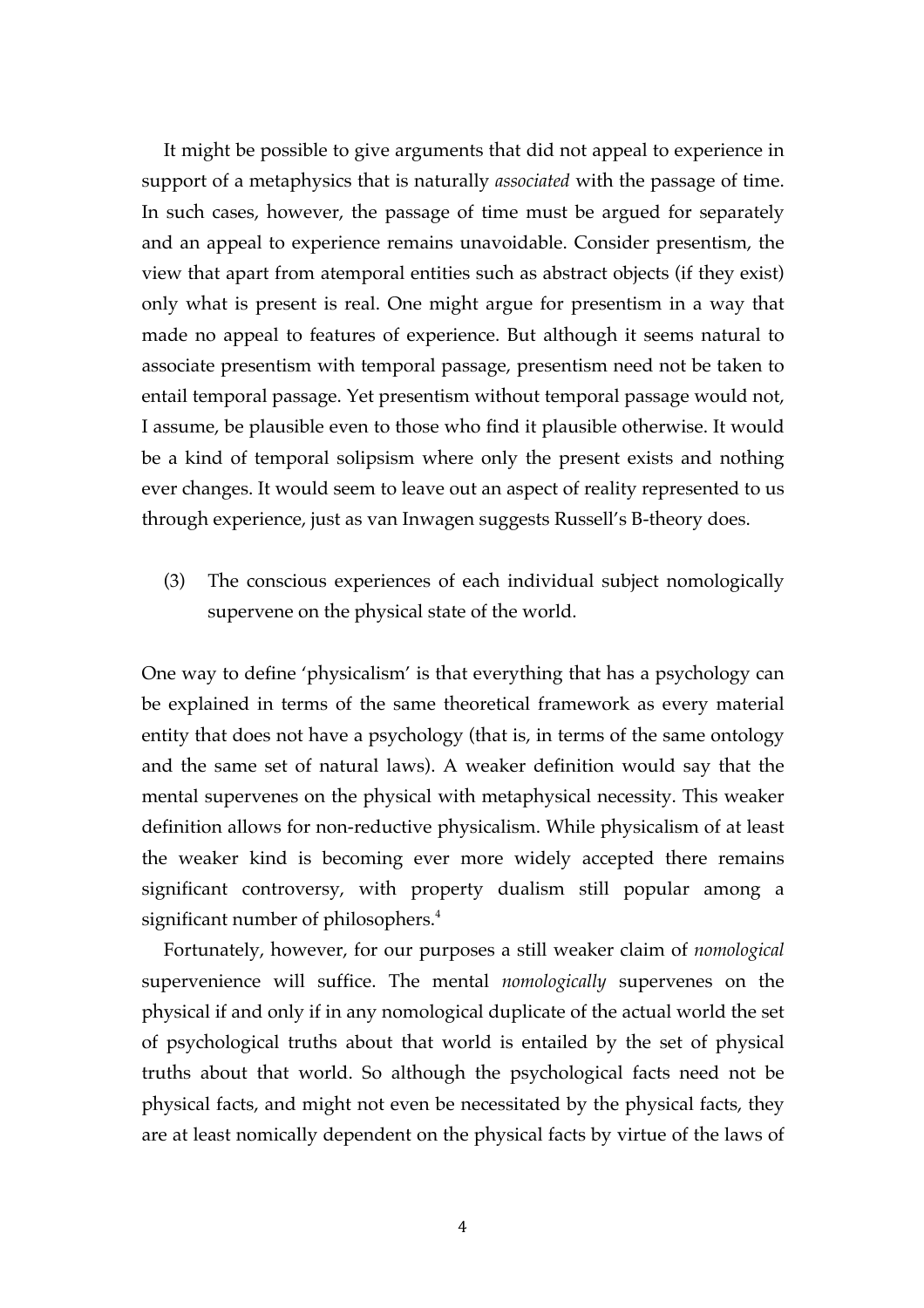It might be possible to give arguments that did not appeal to experience in support of a metaphysics that is naturally *associated* with the passage of time. In such cases, however, the passage of time must be argued for separately and an appeal to experience remains unavoidable. Consider presentism, the view that apart from atemporal entities such as abstract objects (if they exist) only what is present is real. One might argue for presentism in a way that made no appeal to features of experience. But although it seems natural to associate presentism with temporal passage, presentism need not be taken to entail temporal passage. Yet presentism without temporal passage would not, I assume, be plausible even to those who find it plausible otherwise. It would be a kind of temporal solipsism where only the present exists and nothing ever changes. It would seem to leave out an aspect of reality represented to us through experience, just as van Inwagen suggests Russell's B-theory does.

(3) The conscious experiences of each individual subject nomologically supervene on the physical state of the world.

One way to define 'physicalism' is that everything that has a psychology can be explained in terms of the same theoretical framework as every material entity that does not have a psychology (that is, in terms of the same ontology and the same set of natural laws). A weaker definition would say that the mental supervenes on the physical with metaphysical necessity. This weaker definition allows for non-reductive physicalism. While physicalism of at least the weaker kind is becoming ever more widely accepted there remains significant controversy, with property dualism still popular among a significant number of philosophers.[4]

Fortunately, however, for our purposes a still weaker claim of *nomological* supervenience will suffice. The mental *nomologically* supervenes on the physical if and only if in any nomological duplicate of the actual world the set of psychological truths about that world is entailed by the set of physical truths about that world. So although the psychological facts need not be physical facts, and might not even be necessitated by the physical facts, they are at least nomically dependent on the physical facts by virtue of the laws of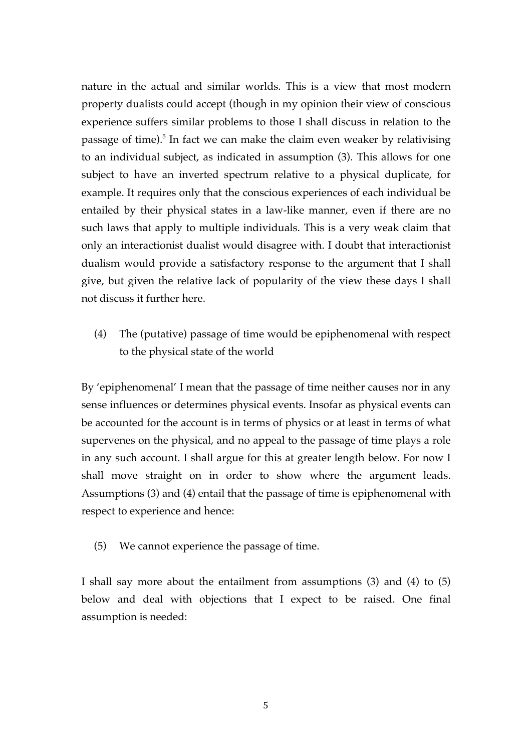nature in the actual and similar worlds. This is a view that most modern property dualists could accept (though in my opinion their view of conscious experience suffers similar problems to those I shall discuss in relation to the passage of time).[5] In fact we can make the claim even weaker by relativising to an individual subject, as indicated in assumption (3). This allows for one subject to have an inverted spectrum relative to a physical duplicate, for example. It requires only that the conscious experiences of each individual be entailed by their physical states in a law-like manner, even if there are no such laws that apply to multiple individuals. This is a very weak claim that only an interactionist dualist would disagree with. I doubt that interactionist dualism would provide a satisfactory response to the argument that I shall give, but given the relative lack of popularity of the view these days I shall not discuss it further here.

(4) The (putative) passage of time would be epiphenomenal with respect to the physical state of the world

By 'epiphenomenal' I mean that the passage of time neither causes nor in any sense influences or determines physical events. Insofar as physical events can be accounted for the account is in terms of physics or at least in terms of what supervenes on the physical, and no appeal to the passage of time plays a role in any such account. I shall argue for this at greater length below. For now I shall move straight on in order to show where the argument leads. Assumptions (3) and (4) entail that the passage of time is epiphenomenal with respect to experience and hence:

(5) We cannot experience the passage of time.

I shall say more about the entailment from assumptions (3) and (4) to (5) below and deal with objections that I expect to be raised. One final assumption is needed: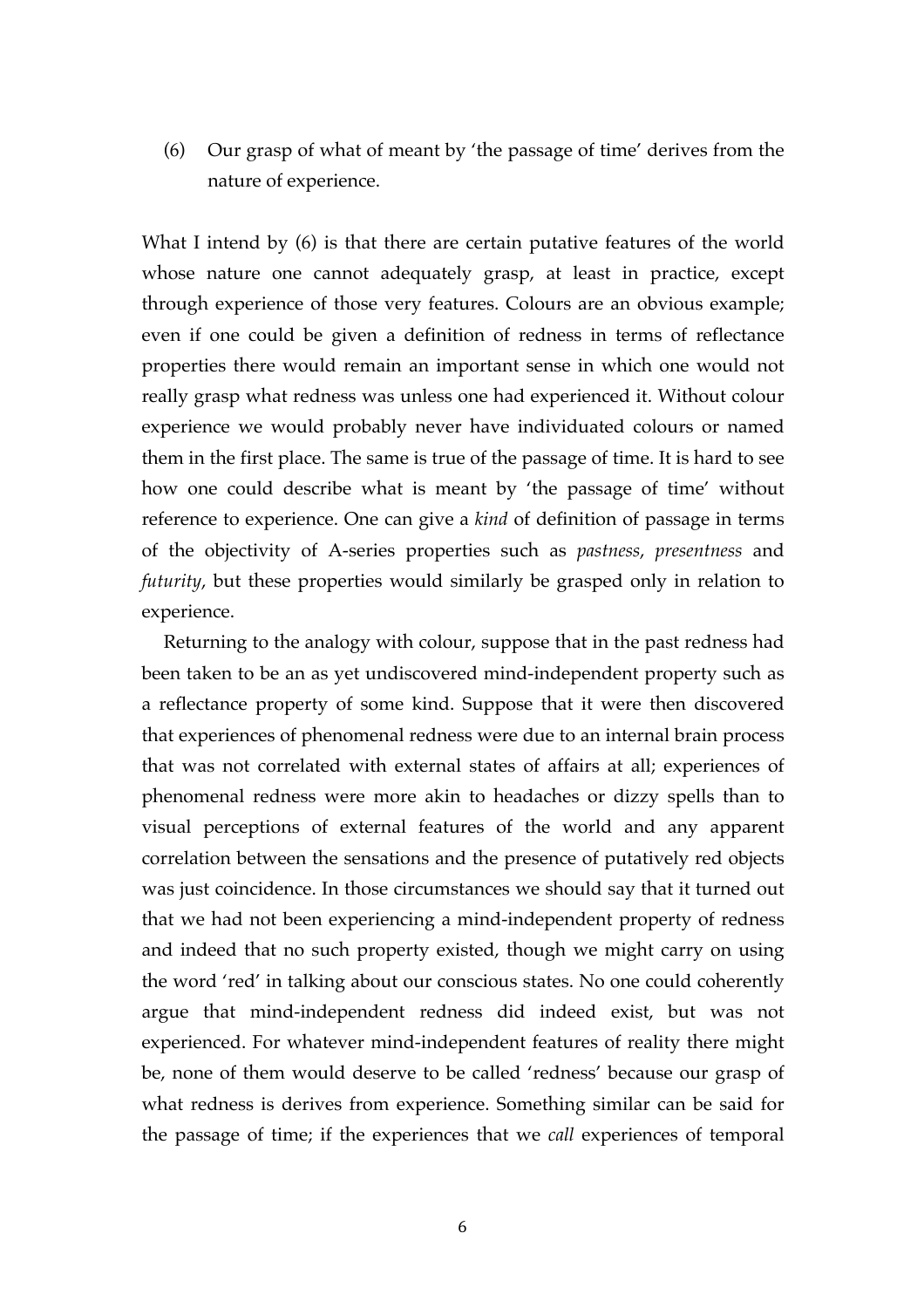(6) Our grasp of what of meant by 'the passage of time' derives from the nature of experience.

What I intend by (6) is that there are certain putative features of the world whose nature one cannot adequately grasp, at least in practice, except through experience of those very features. Colours are an obvious example; even if one could be given a definition of redness in terms of reflectance properties there would remain an important sense in which one would not really grasp what redness was unless one had experienced it. Without colour experience we would probably never have individuated colours or named them in the first place. The same is true of the passage of time. It is hard to see how one could describe what is meant by 'the passage of time' without reference to experience. One can give a *kind* of definition of passage in terms of the objectivity of A-series properties such as *pastness*, *presentness* and *futurity*, but these properties would similarly be grasped only in relation to experience.

Returning to the analogy with colour, suppose that in the past redness had been taken to be an as yet undiscovered mind-independent property such as a reflectance property of some kind. Suppose that it were then discovered that experiences of phenomenal redness were due to an internal brain process that was not correlated with external states of affairs at all; experiences of phenomenal redness were more akin to headaches or dizzy spells than to visual perceptions of external features of the world and any apparent correlation between the sensations and the presence of putatively red objects was just coincidence. In those circumstances we should say that it turned out that we had not been experiencing a mind-independent property of redness and indeed that no such property existed, though we might carry on using the word 'red' in talking about our conscious states. No one could coherently argue that mind-independent redness did indeed exist, but was not experienced. For whatever mind-independent features of reality there might be, none of them would deserve to be called 'redness' because our grasp of what redness is derives from experience. Something similar can be said for the passage of time; if the experiences that we *call* experiences of temporal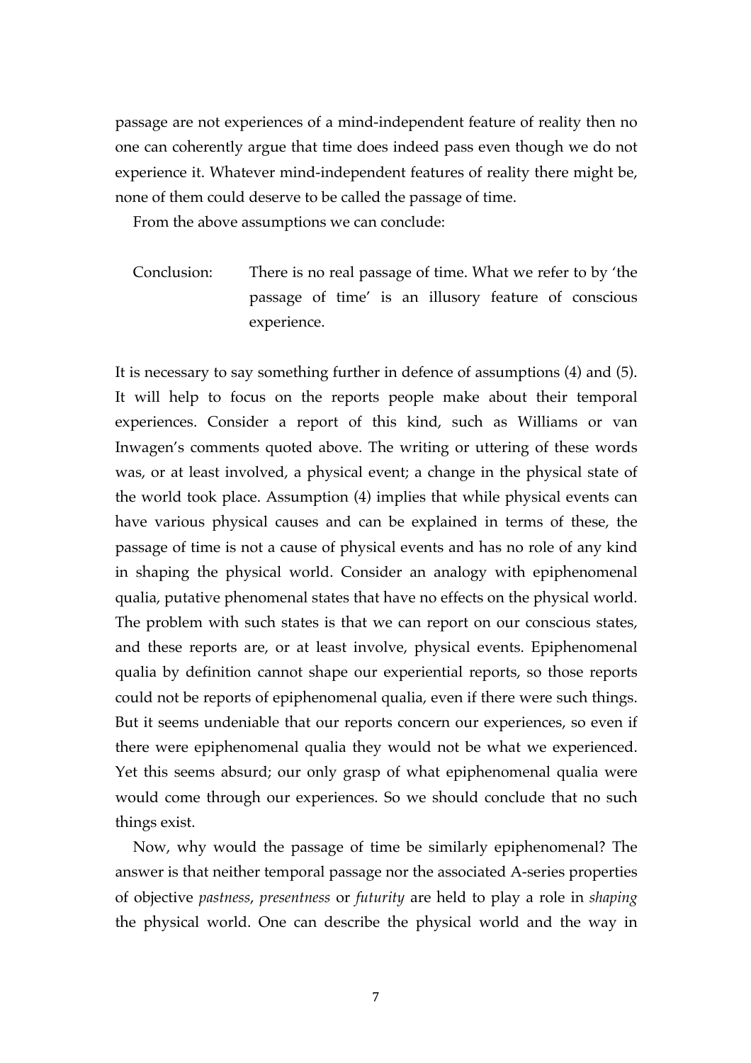passage are not experiences of a mind-independent feature of reality then no one can coherently argue that time does indeed pass even though we do not experience it. Whatever mind-independent features of reality there might be, none of them could deserve to be called the passage of time.

From the above assumptions we can conclude:

> Conclusion: There is no real passage of time. What we refer to by 'the passage of time' is an illusory feature of conscious experience.

It is necessary to say something further in defence of assumptions (4) and (5). It will help to focus on the reports people make about their temporal experiences. Consider a report of this kind, such as Williams or van Inwagen's comments quoted above. The writing or uttering of these words was, or at least involved, a physical event; a change in the physical state of the world took place. Assumption (4) implies that while physical events can have various physical causes and can be explained in terms of these, the passage of time is not a cause of physical events and has no role of any kind in shaping the physical world. Consider an analogy with epiphenomenal qualia, putative phenomenal states that have no effects on the physical world. The problem with such states is that we can report on our conscious states, and these reports are, or at least involve, physical events. Epiphenomenal qualia by definition cannot shape our experiential reports, so those reports could not be reports of epiphenomenal qualia, even if there were such things. But it seems undeniable that our reports concern our experiences, so even if there were epiphenomenal qualia they would not be what we experienced. Yet this seems absurd; our only grasp of what epiphenomenal qualia were would come through our experiences. So we should conclude that no such things exist.

Now, why would the passage of time be similarly epiphenomenal? The answer is that neither temporal passage nor the associated A-series properties of objective *pastness*, *presentness* or *futurity* are held to play a role in *shaping* the physical world. One can describe the physical world and the way in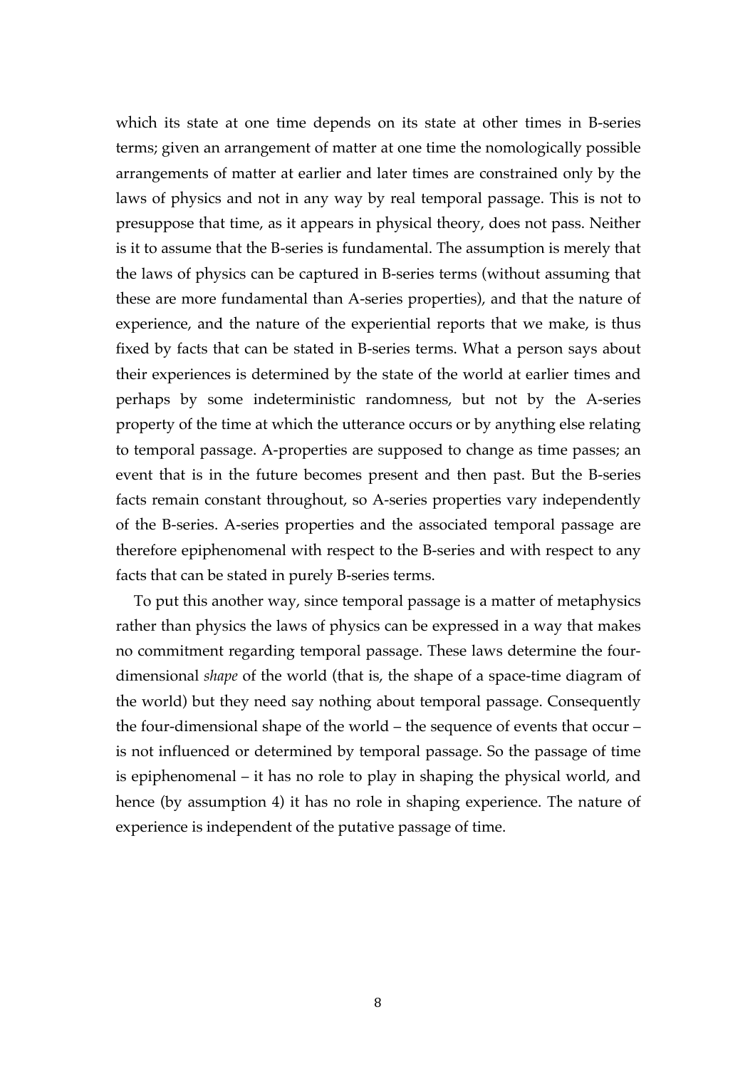which its state at one time depends on its state at other times in B-series terms; given an arrangement of matter at one time the nomologically possible arrangements of matter at earlier and later times are constrained only by the laws of physics and not in any way by real temporal passage. This is not to presuppose that time, as it appears in physical theory, does not pass. Neither is it to assume that the B-series is fundamental. The assumption is merely that the laws of physics can be captured in B-series terms (without assuming that these are more fundamental than A-series properties), and that the nature of experience, and the nature of the experiential reports that we make, is thus fixed by facts that can be stated in B-series terms. What a person says about their experiences is determined by the state of the world at earlier times and perhaps by some indeterministic randomness, but not by the A-series property of the time at which the utterance occurs or by anything else relating to temporal passage. A-properties are supposed to change as time passes; an event that is in the future becomes present and then past. But the B-series facts remain constant throughout, so A-series properties vary independently of the B-series. A-series properties and the associated temporal passage are therefore epiphenomenal with respect to the B-series and with respect to any facts that can be stated in purely B-series terms.

To put this another way, since temporal passage is a matter of metaphysics rather than physics the laws of physics can be expressed in a way that makes no commitment regarding temporal passage. These laws determine the four-dimensional *shape* of the world (that is, the shape of a space-time diagram of the world) but they need say nothing about temporal passage. Consequently the four-dimensional shape of the world – the sequence of events that occur – is not influenced or determined by temporal passage. So the passage of time is epiphenomenal – it has no role to play in shaping the physical world, and hence (by assumption 4) it has no role in shaping experience. The nature of experience is independent of the putative passage of time.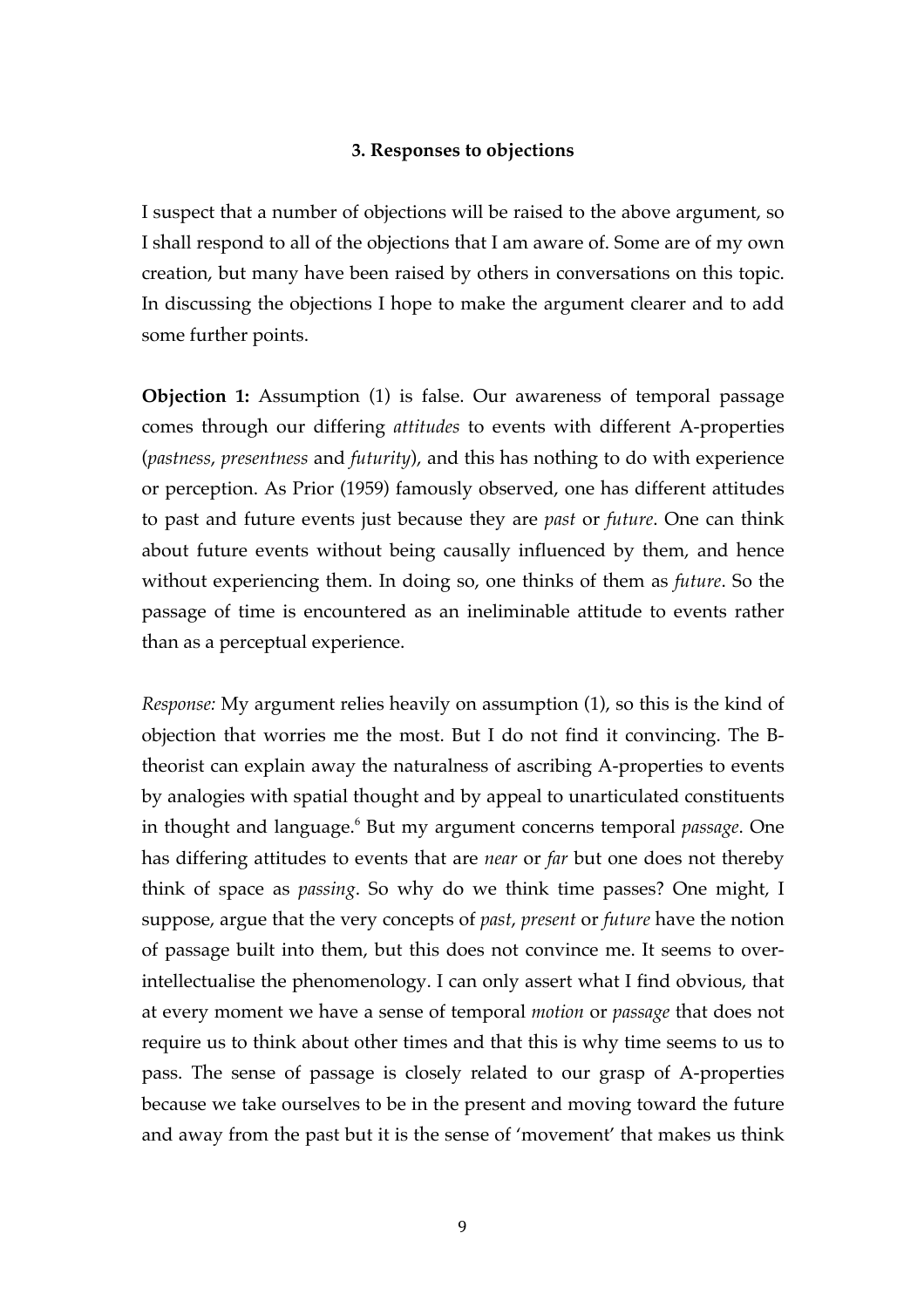### 3. Responses to objections

I suspect that a number of objections will be raised to the above argument, so I shall respond to all of the objections that I am aware of. Some are of my own creation, but many have been raised by others in conversations on this topic. In discussing the objections I hope to make the argument clearer and to add some further points.

**Objection 1:** Assumption (1) is false. Our awareness of temporal passage comes through our differing *attitudes* to events with different A-properties (*pastness*, *presentness* and *futurity*), and this has nothing to do with experience or perception. As Prior (1959) famously observed, one has different attitudes to past and future events just because they are *past* or *future*. One can think about future events without being causally influenced by them, and hence without experiencing them. In doing so, one thinks of them as *future*. So the passage of time is encountered as an ineliminable attitude to events rather than as a perceptual experience.

*Response:* My argument relies heavily on assumption (1), so this is the kind of objection that worries me the most. But I do not find it convincing. The B-theorist can explain away the naturalness of ascribing A-properties to events by analogies with spatial thought and by appeal to unarticulated constituents in thought and language.[6] But my argument concerns temporal *passage*. One has differing attitudes to events that are *near* or *far* but one does not thereby think of space as *passing*. So why do we think time passes? One might, I suppose, argue that the very concepts of *past*, *present* or *future* have the notion of passage built into them, but this does not convince me. It seems to over-intellectualise the phenomenology. I can only assert what I find obvious, that at every moment we have a sense of temporal *motion* or *passage* that does not require us to think about other times and that this is why time seems to us to pass. The sense of passage is closely related to our grasp of A-properties because we take ourselves to be in the present and moving toward the future and away from the past but it is the sense of 'movement' that makes us think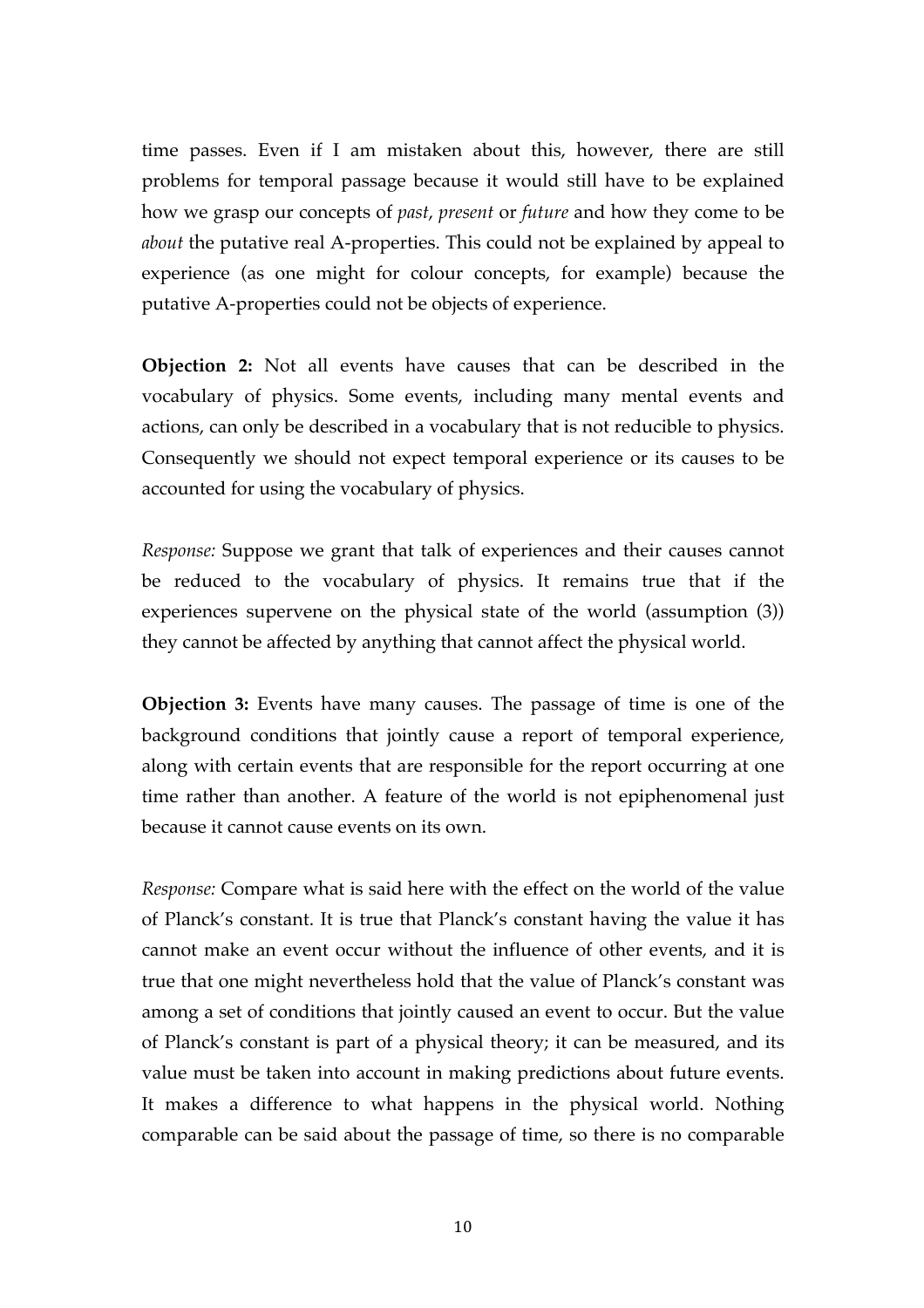time passes. Even if I am mistaken about this, however, there are still problems for temporal passage because it would still have to be explained how we grasp our concepts of *past*, *present* or *future* and how they come to be *about* the putative real A-properties. This could not be explained by appeal to experience (as one might for colour concepts, for example) because the putative A-properties could not be objects of experience.

**Objection 2:** Not all events have causes that can be described in the vocabulary of physics. Some events, including many mental events and actions, can only be described in a vocabulary that is not reducible to physics. Consequently we should not expect temporal experience or its causes to be accounted for using the vocabulary of physics.

*Response:* Suppose we grant that talk of experiences and their causes cannot be reduced to the vocabulary of physics. It remains true that if the experiences supervene on the physical state of the world (assumption (3)) they cannot be affected by anything that cannot affect the physical world.

**Objection 3:** Events have many causes. The passage of time is one of the background conditions that jointly cause a report of temporal experience, along with certain events that are responsible for the report occurring at one time rather than another. A feature of the world is not epiphenomenal just because it cannot cause events on its own.

*Response:* Compare what is said here with the effect on the world of the value of Planck's constant. It is true that Planck's constant having the value it has cannot make an event occur without the influence of other events, and it is true that one might nevertheless hold that the value of Planck's constant was among a set of conditions that jointly caused an event to occur. But the value of Planck's constant is part of a physical theory; it can be measured, and its value must be taken into account in making predictions about future events. It makes a difference to what happens in the physical world. Nothing comparable can be said about the passage of time, so there is no comparable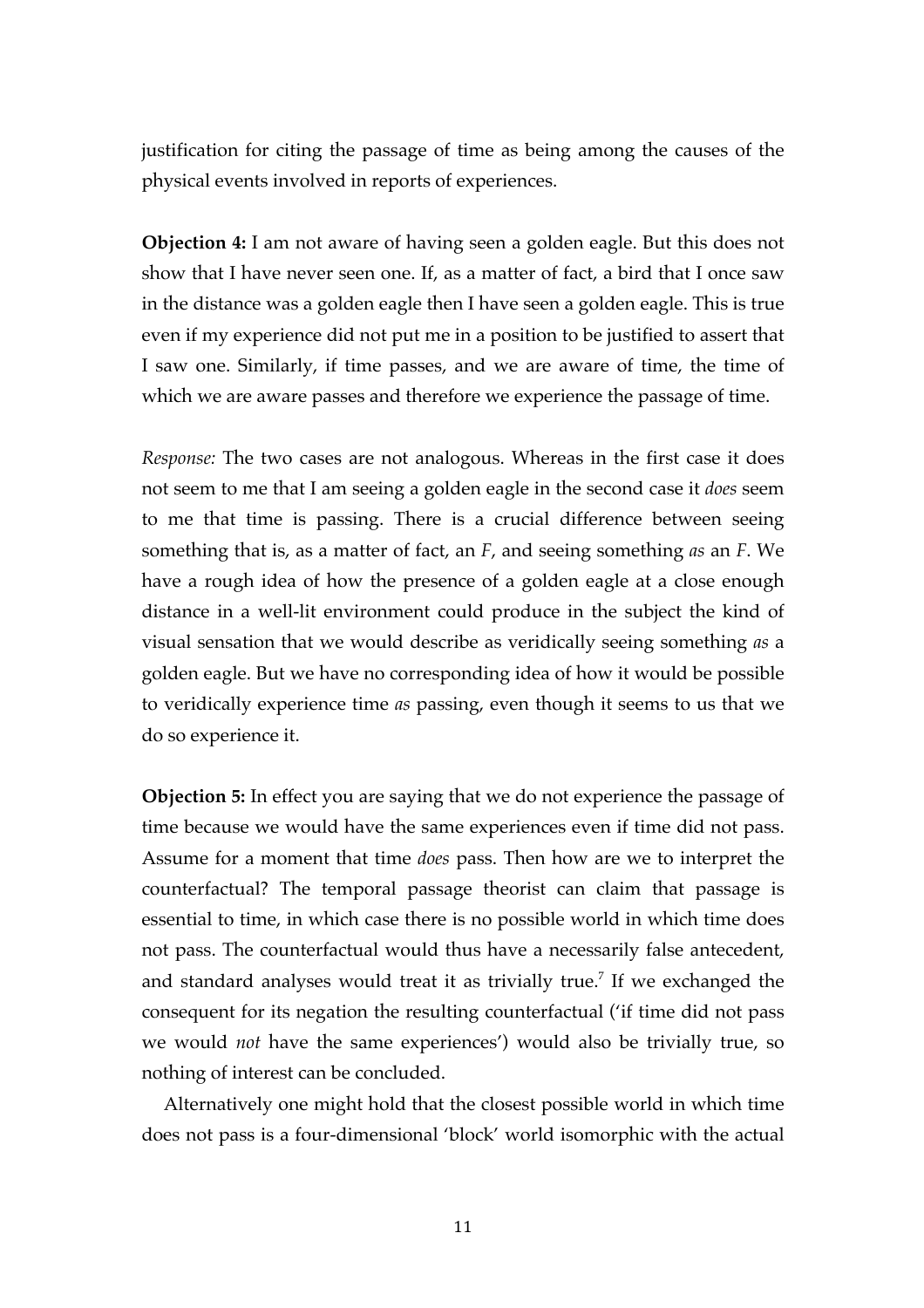justification for citing the passage of time as being among the causes of the physical events involved in reports of experiences.

**Objection 4:** I am not aware of having seen a golden eagle. But this does not show that I have never seen one. If, as a matter of fact, a bird that I once saw in the distance was a golden eagle then I have seen a golden eagle. This is true even if my experience did not put me in a position to be justified to assert that I saw one. Similarly, if time passes, and we are aware of time, the time of which we are aware passes and therefore we experience the passage of time.

*Response:* The two cases are not analogous. Whereas in the first case it does not seem to me that I am seeing a golden eagle in the second case it *does* seem to me that time is passing. There is a crucial difference between seeing something that is, as a matter of fact, an *F*, and seeing something *as* an *F*. We have a rough idea of how the presence of a golden eagle at a close enough distance in a well-lit environment could produce in the subject the kind of visual sensation that we would describe as veridically seeing something *as* a golden eagle. But we have no corresponding idea of how it would be possible to veridically experience time *as* passing, even though it seems to us that we do so experience it.

**Objection 5:** In effect you are saying that we do not experience the passage of time because we would have the same experiences even if time did not pass. Assume for a moment that time *does* pass. Then how are we to interpret the counterfactual? The temporal passage theorist can claim that passage is essential to time, in which case there is no possible world in which time does not pass. The counterfactual would thus have a necessarily false antecedent, and standard analyses would treat it as trivially true.[7] If we exchanged the consequent for its negation the resulting counterfactual ('if time did not pass we would *not* have the same experiences') would also be trivially true, so nothing of interest can be concluded.

Alternatively one might hold that the closest possible world in which time does not pass is a four-dimensional 'block' world isomorphic with the actual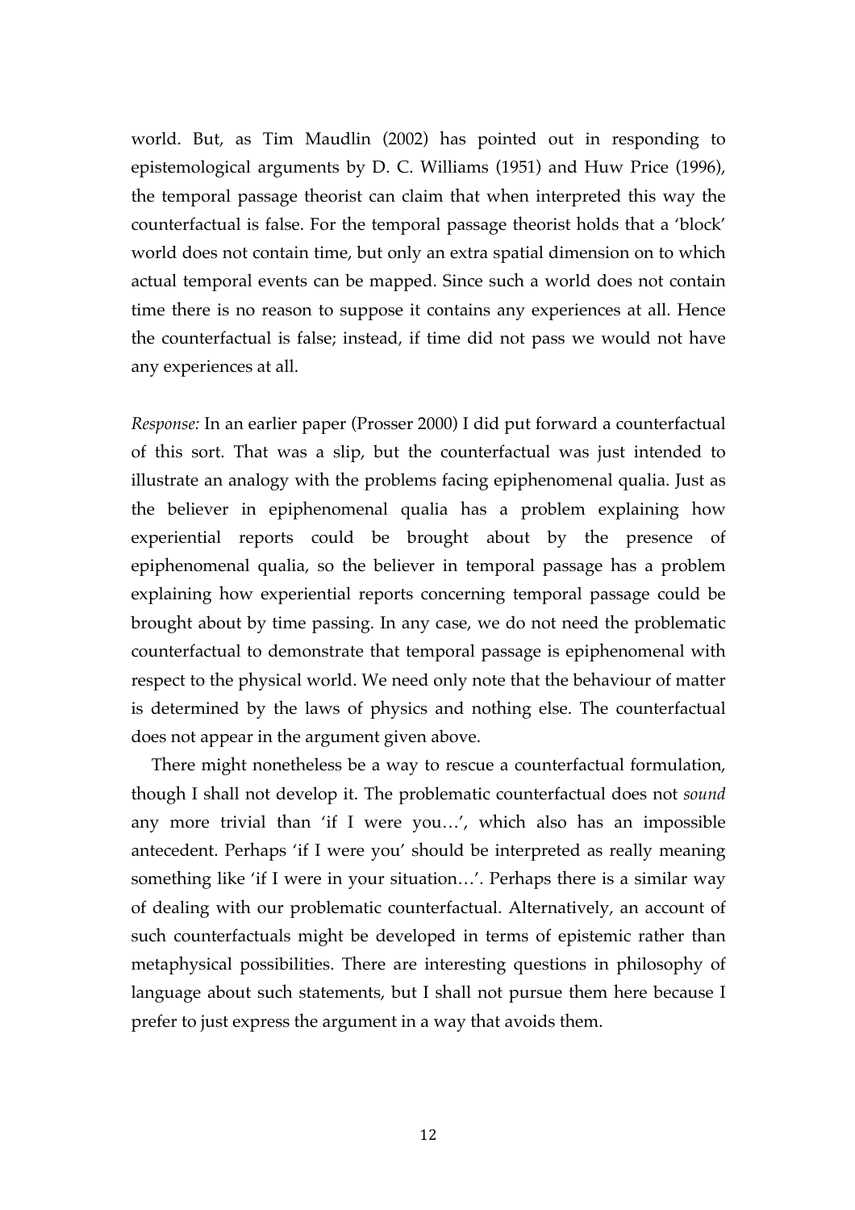world. But, as Tim Maudlin (2002) has pointed out in responding to epistemological arguments by D. C. Williams (1951) and Huw Price (1996), the temporal passage theorist can claim that when interpreted this way the counterfactual is false. For the temporal passage theorist holds that a 'block' world does not contain time, but only an extra spatial dimension on to which actual temporal events can be mapped. Since such a world does not contain time there is no reason to suppose it contains any experiences at all. Hence the counterfactual is false; instead, if time did not pass we would not have any experiences at all.

*Response:* In an earlier paper (Prosser 2000) I did put forward a counterfactual of this sort. That was a slip, but the counterfactual was just intended to illustrate an analogy with the problems facing epiphenomenal qualia. Just as the believer in epiphenomenal qualia has a problem explaining how experiential reports could be brought about by the presence of epiphenomenal qualia, so the believer in temporal passage has a problem explaining how experiential reports concerning temporal passage could be brought about by time passing. In any case, we do not need the problematic counterfactual to demonstrate that temporal passage is epiphenomenal with respect to the physical world. We need only note that the behaviour of matter is determined by the laws of physics and nothing else. The counterfactual does not appear in the argument given above.

There might nonetheless be a way to rescue a counterfactual formulation, though I shall not develop it. The problematic counterfactual does not *sound* any more trivial than 'if I were you…', which also has an impossible antecedent. Perhaps 'if I were you' should be interpreted as really meaning something like 'if I were in your situation…'. Perhaps there is a similar way of dealing with our problematic counterfactual. Alternatively, an account of such counterfactuals might be developed in terms of epistemic rather than metaphysical possibilities. There are interesting questions in philosophy of language about such statements, but I shall not pursue them here because I prefer to just express the argument in a way that avoids them.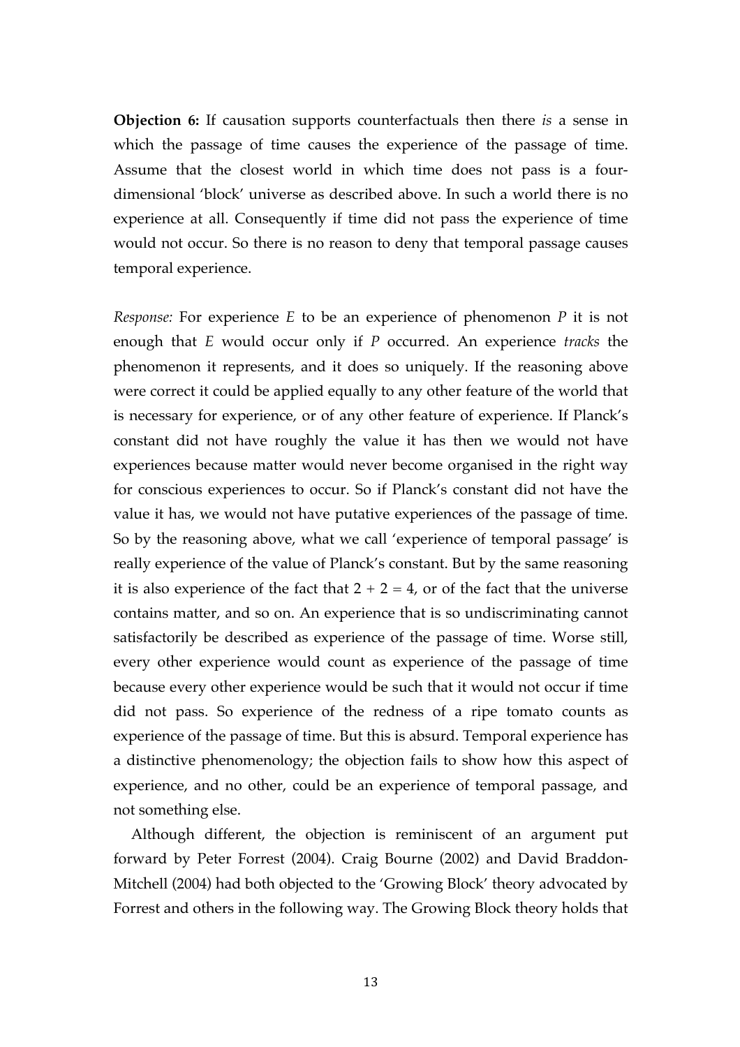**Objection 6:** If causation supports counterfactuals then there *is* a sense in which the passage of time causes the experience of the passage of time. Assume that the closest world in which time does not pass is a four-dimensional 'block' universe as described above. In such a world there is no experience at all. Consequently if time did not pass the experience of time would not occur. So there is no reason to deny that temporal passage causes temporal experience.

*Response:* For experience *E* to be an experience of phenomenon *P* it is not enough that *E* would occur only if *P* occurred. An experience *tracks* the phenomenon it represents, and it does so uniquely. If the reasoning above were correct it could be applied equally to any other feature of the world that is necessary for experience, or of any other feature of experience. If Planck's constant did not have roughly the value it has then we would not have experiences because matter would never become organised in the right way for conscious experiences to occur. So if Planck's constant did not have the value it has, we would not have putative experiences of the passage of time. So by the reasoning above, what we call 'experience of temporal passage' is really experience of the value of Planck's constant. But by the same reasoning it is also experience of the fact that $2 + 2 = 4$, or of the fact that the universe contains matter, and so on. An experience that is so undiscriminating cannot satisfactorily be described as experience of the passage of time. Worse still, every other experience would count as experience of the passage of time because every other experience would be such that it would not occur if time did not pass. So experience of the redness of a ripe tomato counts as experience of the passage of time. But this is absurd. Temporal experience has a distinctive phenomenology; the objection fails to show how this aspect of experience, and no other, could be an experience of temporal passage, and not something else.

Although different, the objection is reminiscent of an argument put forward by Peter Forrest (2004). Craig Bourne (2002) and David Braddon-Mitchell (2004) had both objected to the 'Growing Block' theory advocated by Forrest and others in the following way. The Growing Block theory holds that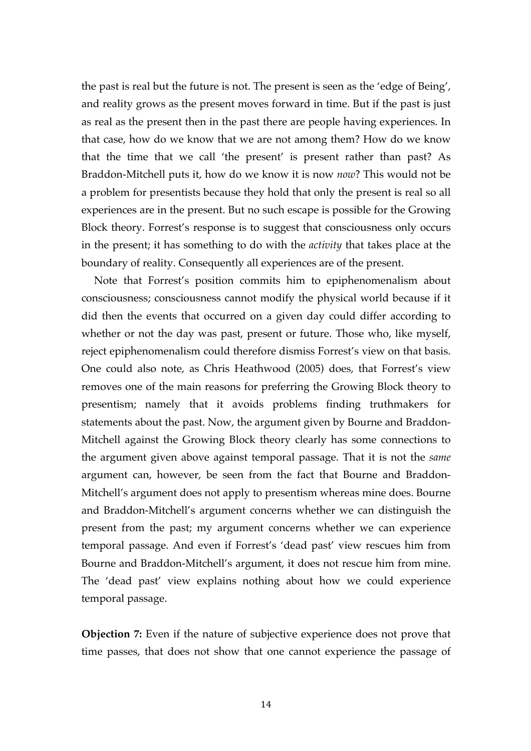the past is real but the future is not. The present is seen as the 'edge of Being', and reality grows as the present moves forward in time. But if the past is just as real as the present then in the past there are people having experiences. In that case, how do we know that we are not among them? How do we know that the time that we call 'the present' is present rather than past? As Braddon-Mitchell puts it, how do we know it is now *now*? This would not be a problem for presentists because they hold that only the present is real so all experiences are in the present. But no such escape is possible for the Growing Block theory. Forrest's response is to suggest that consciousness only occurs in the present; it has something to do with the *activity* that takes place at the boundary of reality. Consequently all experiences are of the present.

Note that Forrest's position commits him to epiphenomenalism about consciousness; consciousness cannot modify the physical world because if it did then the events that occurred on a given day could differ according to whether or not the day was past, present or future. Those who, like myself, reject epiphenomenalism could therefore dismiss Forrest's view on that basis. One could also note, as Chris Heathwood (2005) does, that Forrest's view removes one of the main reasons for preferring the Growing Block theory to presentism; namely that it avoids problems finding truthmakers for statements about the past. Now, the argument given by Bourne and Braddon-Mitchell against the Growing Block theory clearly has some connections to the argument given above against temporal passage. That it is not the *same* argument can, however, be seen from the fact that Bourne and Braddon-Mitchell's argument does not apply to presentism whereas mine does. Bourne and Braddon-Mitchell's argument concerns whether we can distinguish the present from the past; my argument concerns whether we can experience temporal passage. And even if Forrest's 'dead past' view rescues him from Bourne and Braddon-Mitchell's argument, it does not rescue him from mine. The 'dead past' view explains nothing about how we could experience temporal passage.

**Objection 7:** Even if the nature of subjective experience does not prove that time passes, that does not show that one cannot experience the passage of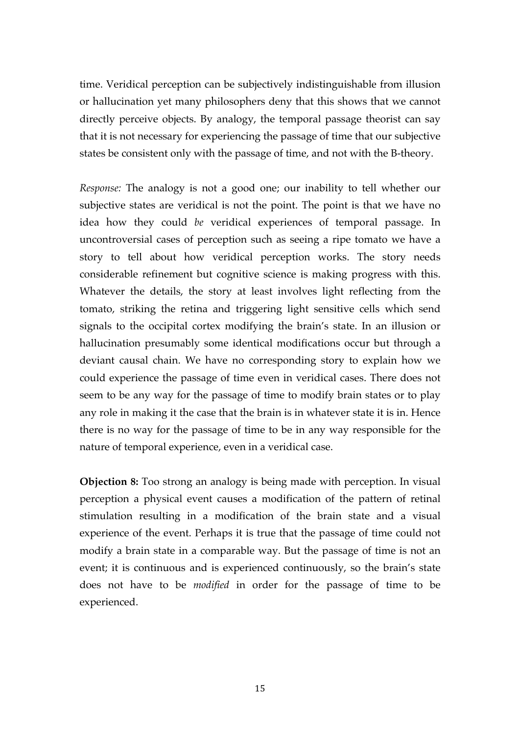time. Veridical perception can be subjectively indistinguishable from illusion or hallucination yet many philosophers deny that this shows that we cannot directly perceive objects. By analogy, the temporal passage theorist can say that it is not necessary for experiencing the passage of time that our subjective states be consistent only with the passage of time, and not with the B-theory.

*Response:* The analogy is not a good one; our inability to tell whether our subjective states are veridical is not the point. The point is that we have no idea how they could *be* veridical experiences of temporal passage. In uncontroversial cases of perception such as seeing a ripe tomato we have a story to tell about how veridical perception works. The story needs considerable refinement but cognitive science is making progress with this. Whatever the details, the story at least involves light reflecting from the tomato, striking the retina and triggering light sensitive cells which send signals to the occipital cortex modifying the brain's state. In an illusion or hallucination presumably some identical modifications occur but through a deviant causal chain. We have no corresponding story to explain how we could experience the passage of time even in veridical cases. There does not seem to be any way for the passage of time to modify brain states or to play any role in making it the case that the brain is in whatever state it is in. Hence there is no way for the passage of time to be in any way responsible for the nature of temporal experience, even in a veridical case.

**Objection 8:** Too strong an analogy is being made with perception. In visual perception a physical event causes a modification of the pattern of retinal stimulation resulting in a modification of the brain state and a visual experience of the event. Perhaps it is true that the passage of time could not modify a brain state in a comparable way. But the passage of time is not an event; it is continuous and is experienced continuously, so the brain's state does not have to be *modified* in order for the passage of time to be experienced.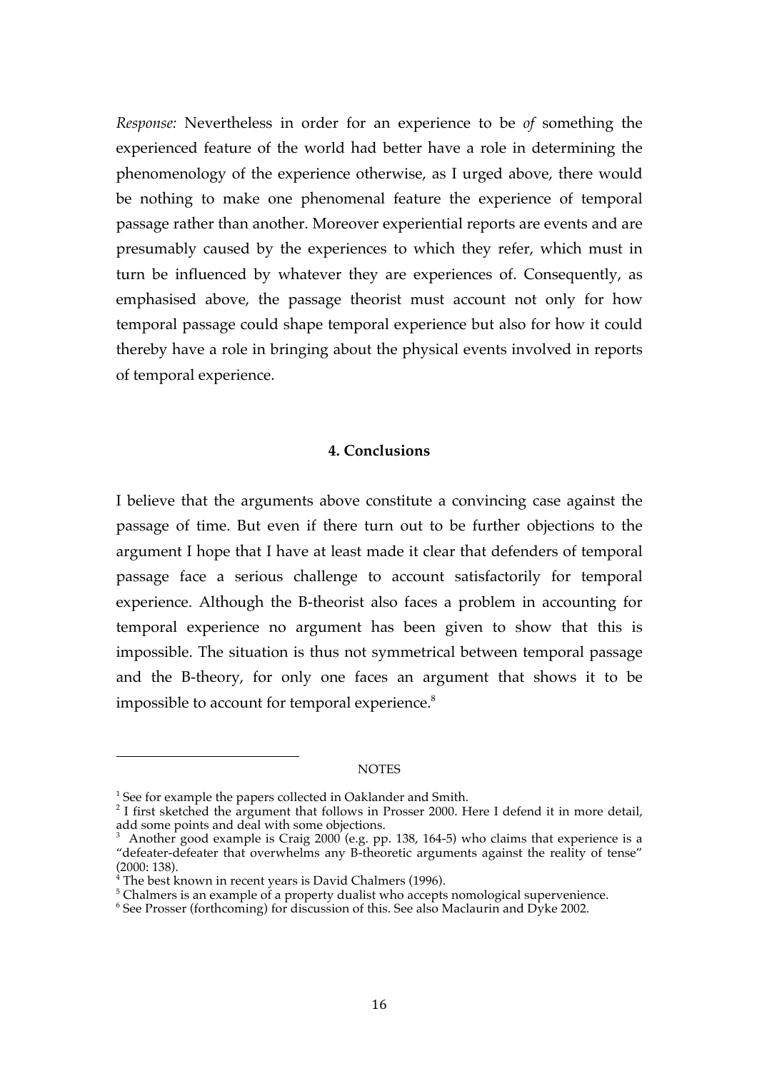*Response:* Nevertheless in order for an experience to be *of* something the experienced feature of the world had better have a role in determining the phenomenology of the experience otherwise, as I urged above, there would be nothing to make one phenomenal feature the experience of temporal passage rather than another. Moreover experiential reports are events and are presumably caused by the experiences to which they refer, which must in turn be influenced by whatever they are experiences of. Consequently, as emphasised above, the passage theorist must account not only for how temporal passage could shape temporal experience but also for how it could thereby have a role in bringing about the physical events involved in reports of temporal experience.

## 4. Conclusions

I believe that the arguments above constitute a convincing case against the passage of time. But even if there turn out to be further objections to the argument I hope that I have at least made it clear that defenders of temporal passage face a serious challenge to account satisfactorily for temporal experience. Although the B-theorist also faces a problem in accounting for temporal experience no argument has been given to show that this is impossible. The situation is thus not symmetrical between temporal passage and the B-theory, for only one faces an argument that shows it to be impossible to account for temporal experience.[8]

NOTES

[1] See for example the papers collected in Oaklander and Smith.

[2] I first sketched the argument that follows in Prosser 2000. Here I defend it in more detail, add some points and deal with some objections.

[3] Another good example is Craig 2000 (e.g. pp. 138, 164-5) who claims that experience is a "defeater-defeater that overwhelms any B-theoretic arguments against the reality of tense" (2000: 138).

[4] The best known in recent years is David Chalmers (1996).

[5] Chalmers is an example of a property dualist who accepts nomological supervenience.

[6] See Prosser (forthcoming) for discussion of this. See also Maclaurin and Dyke 2002.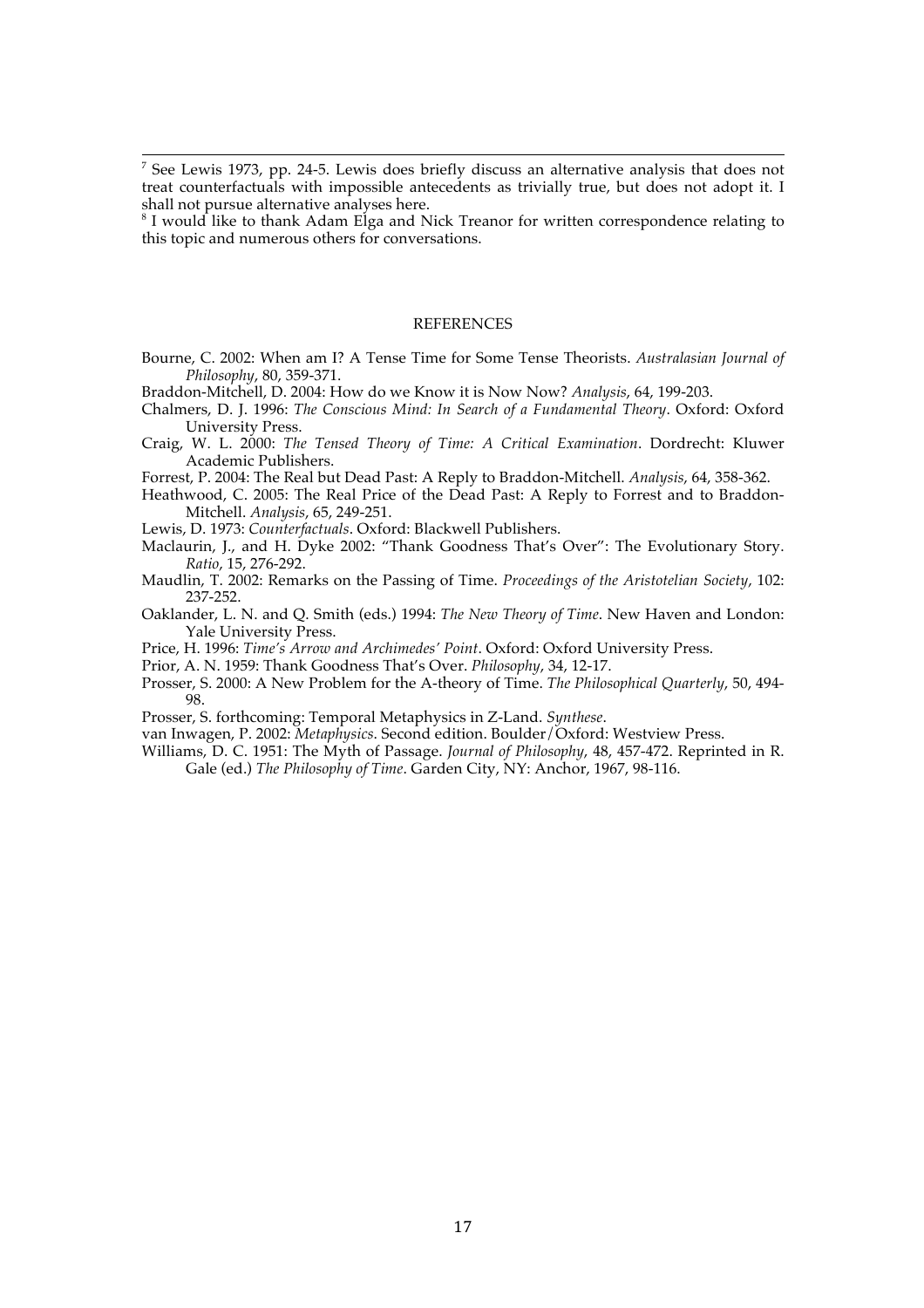[7] See Lewis 1973, pp. 24-5. Lewis does briefly discuss an alternative analysis that does not treat counterfactuals with impossible antecedents as trivially true, but does not adopt it. I shall not pursue alternative analyses here.

[8] I would like to thank Adam Elga and Nick Treanor for written correspondence relating to this topic and numerous others for conversations.

## REFERENCES

Bourne, C. 2002: When am I? A Tense Time for Some Tense Theorists. *Australasian Journal of Philosophy*, 80, 359-371.

Braddon-Mitchell, D. 2004: How do we Know it is Now Now? *Analysis*, 64, 199-203.

Chalmers, D. J. 1996: *The Conscious Mind: In Search of a Fundamental Theory*. Oxford: Oxford University Press.

Craig, W. L. 2000: *The Tensed Theory of Time: A Critical Examination*. Dordrecht: Kluwer Academic Publishers.

Forrest, P. 2004: The Real but Dead Past: A Reply to Braddon-Mitchell. *Analysis*, 64, 358-362.

Heathwood, C. 2005: The Real Price of the Dead Past: A Reply to Forrest and to Braddon-Mitchell. *Analysis*, 65, 249-251.

Lewis, D. 1973: *Counterfactuals*. Oxford: Blackwell Publishers.

Maclaurin, J., and H. Dyke 2002: "Thank Goodness That's Over": The Evolutionary Story. *Ratio*, 15, 276-292.

Maudlin, T. 2002: Remarks on the Passing of Time. *Proceedings of the Aristotelian Society*, 102: 237-252.

Oaklander, L. N. and Q. Smith (eds.) 1994: *The New Theory of Time*. New Haven and London: Yale University Press.

Price, H. 1996: *Time's Arrow and Archimedes' Point*. Oxford: Oxford University Press.

Prior, A. N. 1959: Thank Goodness That's Over. *Philosophy*, 34, 12-17.

Prosser, S. 2000: A New Problem for the A-theory of Time. *The Philosophical Quarterly*, 50, 494-98.

Prosser, S. forthcoming: Temporal Metaphysics in Z-Land. *Synthese*.

van Inwagen, P. 2002: *Metaphysics*. Second edition. Boulder/Oxford: Westview Press.

Williams, D. C. 1951: The Myth of Passage. *Journal of Philosophy*, 48, 457-472. Reprinted in R. Gale (ed.) *The Philosophy of Time*. Garden City, NY: Anchor, 1967, 98-116.